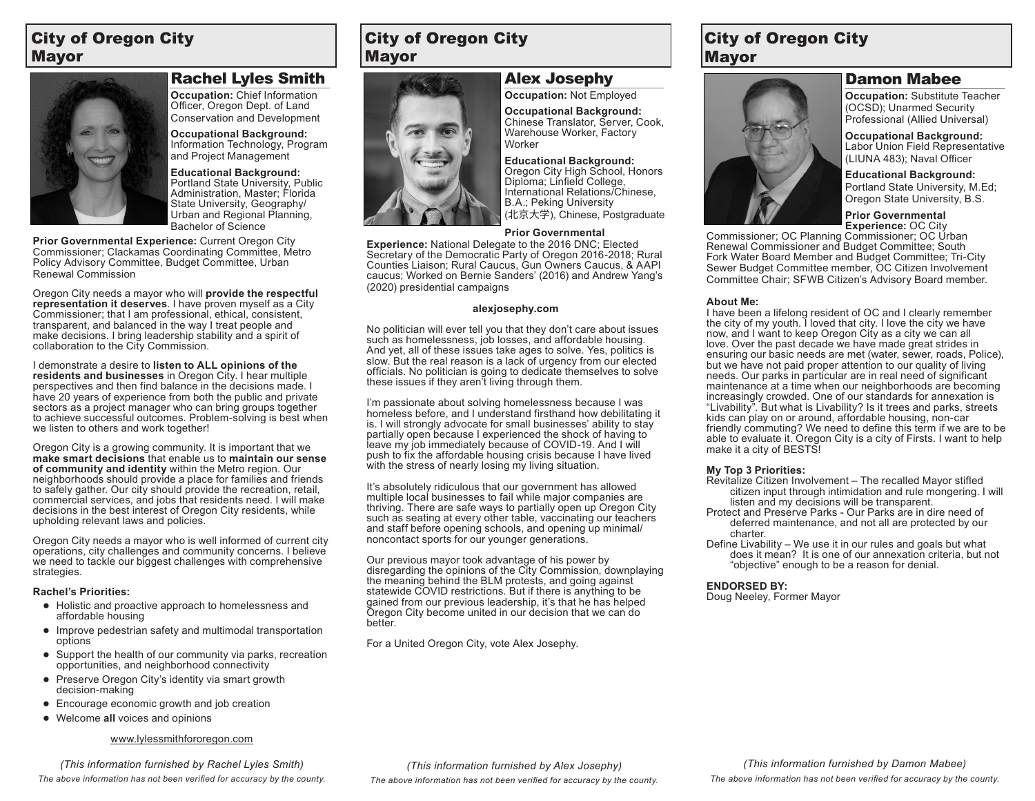## City of Oregon City Mayor

### Rachel Lyles Smith

**Occupation:** Chief Information Officer, Oregon Dept. of Land Conservation and Development

**Occupational Background:** Information Technology, Program and Project Management

**Educational Background:** Portland State University, Public Administration, Master; Florida State University, Geography/ Urban and Regional Planning, Bachelor of Science

**Prior Governmental Experience:** Current Oregon City Commissioner; Clackamas Coordinating Committee, Metro Policy Advisory Committee, Budget Committee, Urban Renewal Commission

Oregon City needs a mayor who will **provide the respectful representation it deserves**. I have proven myself as a City Commissioner; that I am professional, ethical, consistent, transparent, and balanced in the way I treat people and make decisions. I bring leadership stability and a spirit of collaboration to the City Commission.

I demonstrate a desire to **listen to ALL opinions of the residents and businesses** in Oregon City. I hear multiple perspectives and then find balance in the decisions made. I have 20 years of experience from both the public and private sectors as a project manager who can bring groups together to achieve successful outcomes. Problem-solving is best when we listen to others and work together!

Oregon City is a growing community. It is important that we **make smart decisions** that enable us to **maintain our sense of community and identity** within the Metro region. Our neighborhoods should provide a place for families and friends to safely gather. Our city should provide the recreation, retail, commercial services, and jobs that residents need. I will make decisions in the best interest of Oregon City residents, while upholding relevant laws and policies.

Oregon City needs a mayor who is well informed of current city operations, city challenges and community concerns. I believe we need to tackle our biggest challenges with comprehensive strategies.

**Rachel's Priorities:**

- Holistic and proactive approach to homelessness and affordable housing
- Improve pedestrian safety and multimodal transportation options
- Support the health of our community via parks, recreation opportunities, and neighborhood connectivity
- Preserve Oregon City's identity via smart growth decision-making
- Encourage economic growth and job creation
- Welcome **all** voices and opinions

www.lylessmithfororegon.com

*(This information furnished by Rachel Lyles Smith)*

*The above information has not been verified for accuracy by the county.*

## City of Oregon City Mayor

### Alex Josephy

**Occupation:** Not Employed

**Occupational Background:** Chinese Translator, Server, Cook, Warehouse Worker, Factory Worker

**Educational Background:** Oregon City High School, Honors Diploma; Linfield College, International Relations/Chinese, B.A.; Peking University (北京大学), Chinese, Postgraduate

**Prior Governmental Experience:** National Delegate to the 2016 DNC; Elected Secretary of the Democratic Party of Oregon 2016-2018; Rural Counties Liaison; Rural Caucus, Gun Owners Caucus, & AAPI caucus; Worked on Bernie Sanders' (2016) and Andrew Yang's (2020) presidential campaigns

**alexjosephy.com**

No politician will ever tell you that they don't care about issues such as homelessness, job losses, and affordable housing. And yet, all of these issues take ages to solve. Yes, politics is slow. But the real reason is a lack of urgency from our elected officials. No politician is going to dedicate themselves to solve these issues if they aren't living through them.

I'm passionate about solving homelessness because I was homeless before, and I understand firsthand how debilitating it is. I will strongly advocate for small businesses' ability to stay partially open because I experienced the shock of having to leave my job immediately because of COVID-19. And I will push to fix the affordable housing crisis because I have lived with the stress of nearly losing my living situation.

It's absolutely ridiculous that our government has allowed multiple local businesses to fail while major companies are thriving. There are safe ways to partially open up Oregon City such as seating at every other table, vaccinating our teachers and staff before opening schools, and opening up minimal/ noncontact sports for our younger generations.

Our previous mayor took advantage of his power by disregarding the opinions of the City Commission, downplaying the meaning behind the BLM protests, and going against statewide COVID restrictions. But if there is anything to be gained from our previous leadership, it's that he has helped Oregon City become united in our decision that we can do better.

For a United Oregon City, vote Alex Josephy.

*(This information furnished by Alex Josephy)*

*The above information has not been verified for accuracy by the county.*

## City of Oregon City Mayor

### Damon Mabee

**Occupation:** Substitute Teacher (OCSD); Unarmed Security Professional (Allied Universal)

**Occupational Background:** Labor Union Field Representative (LIUNA 483); Naval Officer

**Educational Background:** Portland State University, M.Ed; Oregon State University, B.S.

**Prior Governmental Experience:** OC City Commissioner; OC Planning Commissioner; OC Urban Renewal Commissioner and Budget Committee; South Fork Water Board Member and Budget Committee; Tri-City Sewer Budget Committee member, OC Citizen Involvement Committee Chair; SFWB Citizen's Advisory Board member.

**About Me:**

I have been a lifelong resident of OC and I clearly remember the city of my youth. I loved that city. I love the city we have now, and I want to keep Oregon City as a city we can all love. Over the past decade we have made great strides in ensuring our basic needs are met (water, sewer, roads, Police), but we have not paid proper attention to our quality of living needs. Our parks in particular are in real need of significant maintenance at a time when our neighborhoods are becoming increasingly crowded. One of our standards for annexation is "Livability". But what is Livability? Is it trees and parks, streets kids can play on or around, affordable housing, non-car friendly commuting? We need to define this term if we are to be able to evaluate it. Oregon City is a city of Firsts. I want to help make it a city of BESTS!

**My Top 3 Priorities:**

Revitalize Citizen Involvement – The recalled Mayor stifled citizen input through intimidation and rule mongering. I will listen and my decisions will be transparent.

Protect and Preserve Parks - Our Parks are in dire need of deferred maintenance, and not all are protected by our charter.

Define Livability – We use it in our rules and goals but what does it mean? It is one of our annexation criteria, but not "objective" enough to be a reason for denial.

**ENDORSED BY:**

Doug Neeley, Former Mayor

*(This information furnished by Damon Mabee)*

*The above information has not been verified for accuracy by the county.*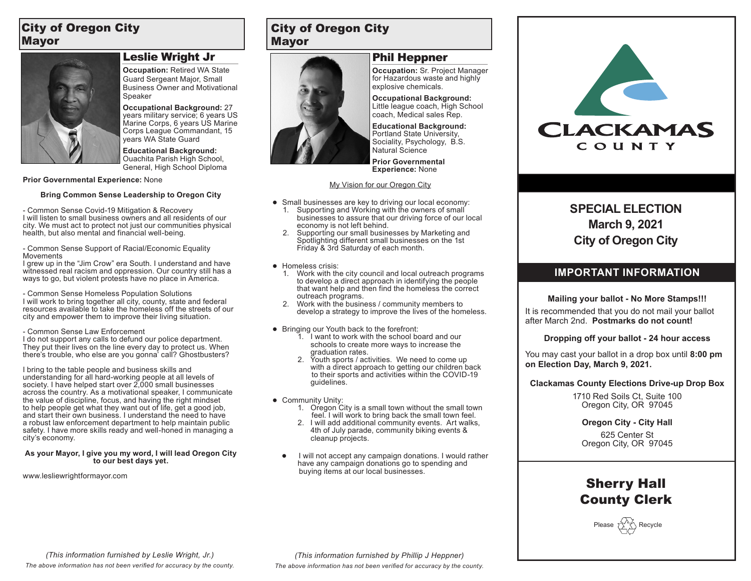## City of Oregon City Mayor

### Leslie Wright Jr

**Occupation:** Retired WA State Guard Sergeant Major, Small Business Owner and Motivational Speaker

**Occupational Background:** 27 years military service; 6 years US Marine Corps, 6 years US Marine Corps League Commandant, 15 years WA State Guard

**Educational Background:** Ouachita Parish High School, General, High School Diploma

**Prior Governmental Experience:** None

**Bring Common Sense Leadership to Oregon City**

- Common Sense Covid-19 Mitigation & Recovery
I will listen to small business owners and all residents of our city. We must act to protect not just our communities physical health, but also mental and financial well-being.

- Common Sense Support of Racial/Economic Equality Movements
I grew up in the "Jim Crow" era South. I understand and have witnessed real racism and oppression. Our country still has a ways to go, but violent protests have no place in America.

- Common Sense Homeless Population Solutions
I will work to bring together all city, county, state and federal resources available to take the homeless off the streets of our city and empower them to improve their living situation.

- Common Sense Law Enforcement
I do not support any calls to defund our police department. They put their lives on the line every day to protect us. When there's trouble, who else are you gonna' call? Ghostbusters?

I bring to the table people and business skills and understanding for all hard-working people at all levels of society. I have helped start over 2,000 small businesses across the country. As a motivational speaker, I communicate the value of discipline, focus, and having the right mindset to help people get what they want out of life, get a good job, and start their own business. I understand the need to have a robust law enforcement department to help maintain public safety. I have more skills ready and well-honed in managing a city's economy.

**As your Mayor, I give you my word, I will lead Oregon City to our best days yet.**

www.lesliewrightformayor.com

*(This information furnished by Leslie Wright, Jr.)*

*The above information has not been verified for accuracy by the county.*

## City of Oregon City Mayor

### Phil Heppner

**Occupation:** Sr. Project Manager for Hazardous waste and highly explosive chemicals.

**Occupational Background:** Little league coach, High School coach, Medical sales Rep.

**Educational Background:** Portland State University, Sociality, Psychology, B.S. Natural Science

**Prior Governmental Experience:** None

My Vision for our Oregon City

- Small businesses are key to driving our local economy:
  1. Supporting and Working with the owners of small businesses to assure that our driving force of our local economy is not left behind.
  2. Supporting our small businesses by Marketing and Spotlighting different small businesses on the 1st Friday & 3rd Saturday of each month.
- Homeless crisis:
  1. Work with the city council and local outreach programs to develop a direct approach in identifying the people that want help and then find the homeless the correct outreach programs.
  2. Work with the business / community members to develop a strategy to improve the lives of the homeless.
- Bringing our Youth back to the forefront:
  1. I want to work with the school board and our schools to create more ways to increase the graduation rates.
  2. Youth sports / activities. We need to come up with a direct approach to getting our children back to their sports and activities within the COVID-19 guidelines.
- Community Unity:
  1. Oregon City is a small town without the small town feel. I will work to bring back the small town feel.
  2. I will add additional community events. Art walks, 4th of July parade, community biking events & cleanup projects.
- I will not accept any campaign donations. I would rather have any campaign donations go to spending and buying items at our local businesses.

*(This information furnished by Phillip J Heppner)*

*The above information has not been verified for accuracy by the county.*

CLACKAMAS COUNTY

## SPECIAL ELECTION
## March 9, 2021
## City of Oregon City

### IMPORTANT INFORMATION

**Mailing your ballot - No More Stamps!!!**

It is recommended that you do not mail your ballot after March 2nd. **Postmarks do not count!**

**Dropping off your ballot - 24 hour access**

You may cast your ballot in a drop box until **8:00 pm on Election Day, March 9, 2021.**

**Clackamas County Elections Drive-up Drop Box**

1710 Red Soils Ct, Suite 100
Oregon City, OR 97045

**Oregon City - City Hall**

625 Center St
Oregon City, OR 97045

## Sherry Hall
## County Clerk

Please Recycle